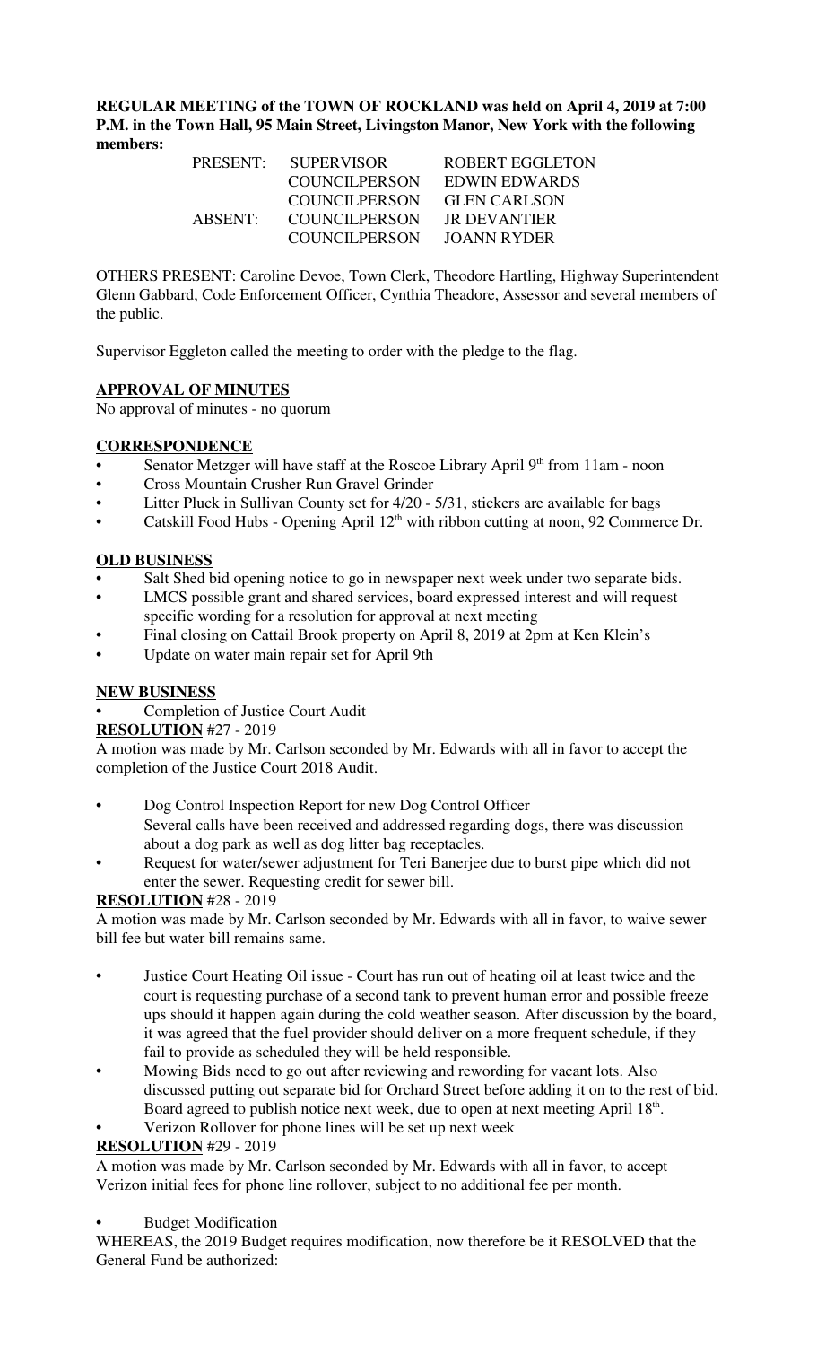**REGULAR MEETING of the TOWN OF ROCKLAND was held on April 4, 2019 at 7:00 P.M. in the Town Hall, 95 Main Street, Livingston Manor, New York with the following members:**

| | | |
|---|---|---|
| PRESENT: | SUPERVISOR | ROBERT EGGLETON |
| | COUNCILPERSON | EDWIN EDWARDS |
| | COUNCILPERSON | GLEN CARLSON |
| ABSENT: | COUNCILPERSON | JR DEVANTIER |
| | COUNCILPERSON | JOANN RYDER |

OTHERS PRESENT: Caroline Devoe, Town Clerk, Theodore Hartling, Highway Superintendent Glenn Gabbard, Code Enforcement Officer, Cynthia Theadore, Assessor and several members of the public.

Supervisor Eggleton called the meeting to order with the pledge to the flag.

## APPROVAL OF MINUTES

No approval of minutes - no quorum

## CORRESPONDENCE

- Senator Metzger will have staff at the Roscoe Library April 9th from 11am - noon
- Cross Mountain Crusher Run Gravel Grinder
- Litter Pluck in Sullivan County set for 4/20 - 5/31, stickers are available for bags
- Catskill Food Hubs - Opening April 12th with ribbon cutting at noon, 92 Commerce Dr.

## OLD BUSINESS

- Salt Shed bid opening notice to go in newspaper next week under two separate bids.
- LMCS possible grant and shared services, board expressed interest and will request specific wording for a resolution for approval at next meeting
- Final closing on Cattail Brook property on April 8, 2019 at 2pm at Ken Klein's
- Update on water main repair set for April 9th

## NEW BUSINESS

- Completion of Justice Court Audit

**RESOLUTION** #27 - 2019

A motion was made by Mr. Carlson seconded by Mr. Edwards with all in favor to accept the completion of the Justice Court 2018 Audit.

- Dog Control Inspection Report for new Dog Control Officer
  Several calls have been received and addressed regarding dogs, there was discussion about a dog park as well as dog litter bag receptacles.
- Request for water/sewer adjustment for Teri Banerjee due to burst pipe which did not enter the sewer. Requesting credit for sewer bill.

**RESOLUTION** #28 - 2019

A motion was made by Mr. Carlson seconded by Mr. Edwards with all in favor, to waive sewer bill fee but water bill remains same.

- Justice Court Heating Oil issue - Court has run out of heating oil at least twice and the court is requesting purchase of a second tank to prevent human error and possible freeze ups should it happen again during the cold weather season. After discussion by the board, it was agreed that the fuel provider should deliver on a more frequent schedule, if they fail to provide as scheduled they will be held responsible.
- Mowing Bids need to go out after reviewing and rewording for vacant lots. Also discussed putting out separate bid for Orchard Street before adding it on to the rest of bid. Board agreed to publish notice next week, due to open at next meeting April 18th.
- Verizon Rollover for phone lines will be set up next week

**RESOLUTION** #29 - 2019

A motion was made by Mr. Carlson seconded by Mr. Edwards with all in favor, to accept Verizon initial fees for phone line rollover, subject to no additional fee per month.

- Budget Modification

WHEREAS, the 2019 Budget requires modification, now therefore be it RESOLVED that the General Fund be authorized: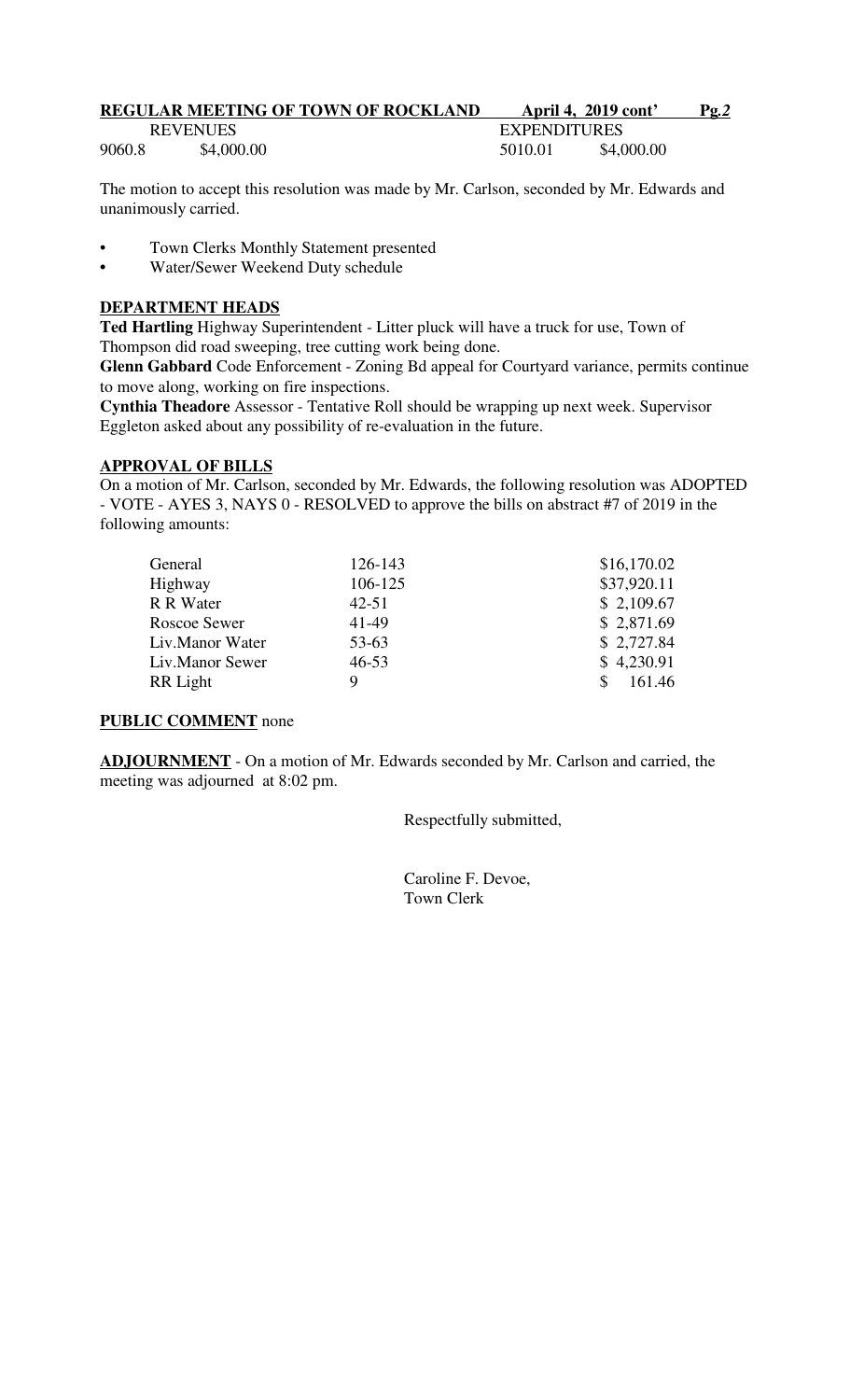| REVENUES | | EXPENDITURES | |
|---|---|---|---|
| 9060.8 | $4,000.00 | 5010.01 | $4,000.00 |

The motion to accept this resolution was made by Mr. Carlson, seconded by Mr. Edwards and unanimously carried.

- Town Clerks Monthly Statement presented
- Water/Sewer Weekend Duty schedule

**DEPARTMENT HEADS**

**Ted Hartling** Highway Superintendent - Litter pluck will have a truck for use, Town of Thompson did road sweeping, tree cutting work being done.

**Glenn Gabbard** Code Enforcement - Zoning Bd appeal for Courtyard variance, permits continue to move along, working on fire inspections.

**Cynthia Theadore** Assessor - Tentative Roll should be wrapping up next week. Supervisor Eggleton asked about any possibility of re-evaluation in the future.

**APPROVAL OF BILLS**

On a motion of Mr. Carlson, seconded by Mr. Edwards, the following resolution was ADOPTED - VOTE - AYES 3, NAYS 0 - RESOLVED to approve the bills on abstract #7 of 2019 in the following amounts:

| | | |
|---|---|---|
| General | 126-143 | $16,170.02 |
| Highway | 106-125 | $37,920.11 |
| R R Water | 42-51 | $ 2,109.67 |
| Roscoe Sewer | 41-49 | $ 2,871.69 |
| Liv.Manor Water | 53-63 | $ 2,727.84 |
| Liv.Manor Sewer | 46-53 | $ 4,230.91 |
| RR Light | 9 | $ 161.46 |

**PUBLIC COMMENT** none

**ADJOURNMENT** - On a motion of Mr. Edwards seconded by Mr. Carlson and carried, the meeting was adjourned at 8:02 pm.

Respectfully submitted,

Caroline F. Devoe,
Town Clerk